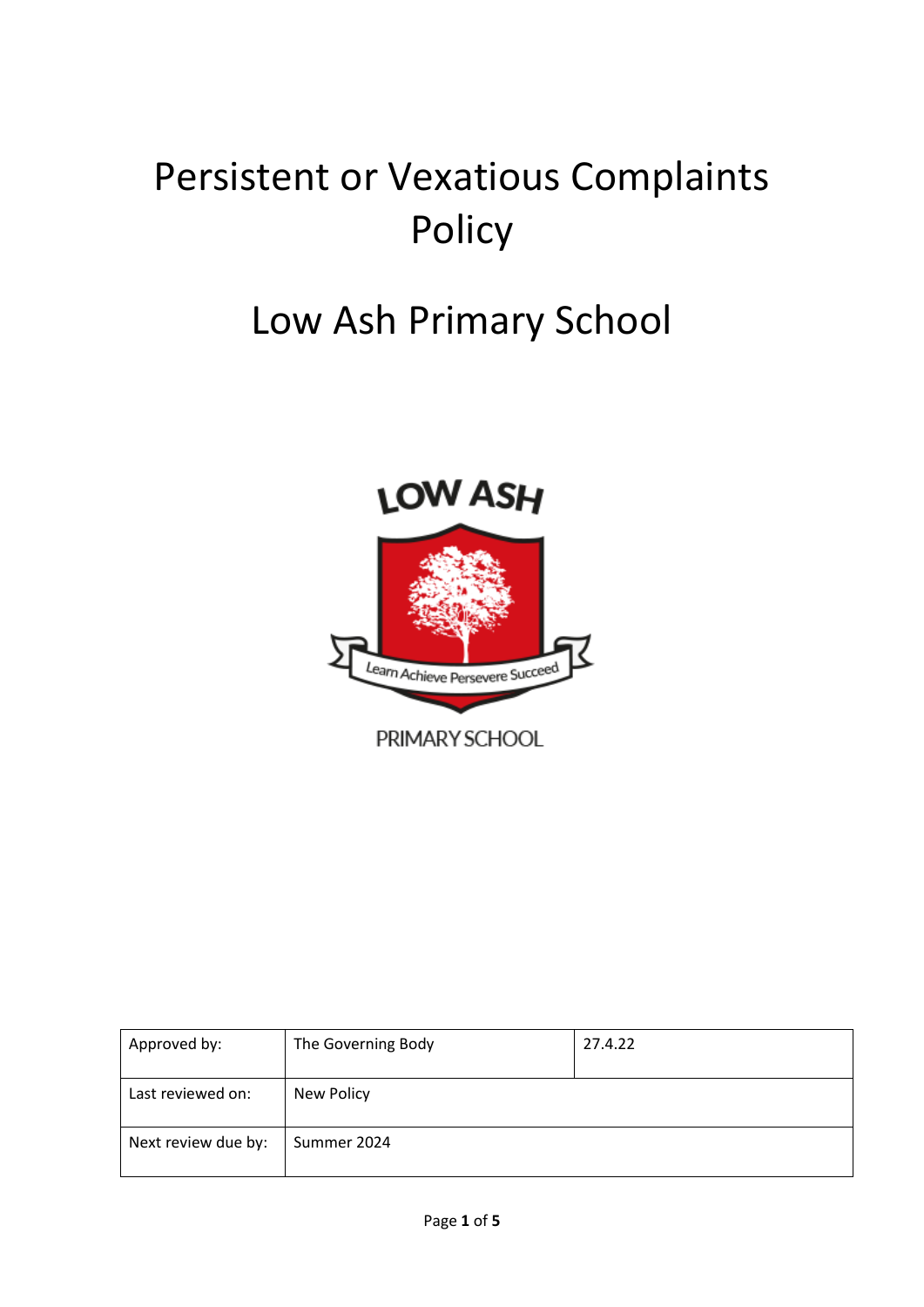# Persistent or Vexatious Complaints Policy

# Low Ash Primary School

| Approved by: | The Governing Body | 27.4.22 |
| --- | --- | --- |
| Last reviewed on: | New Policy | |
| Next review due by: | Summer 2024 | |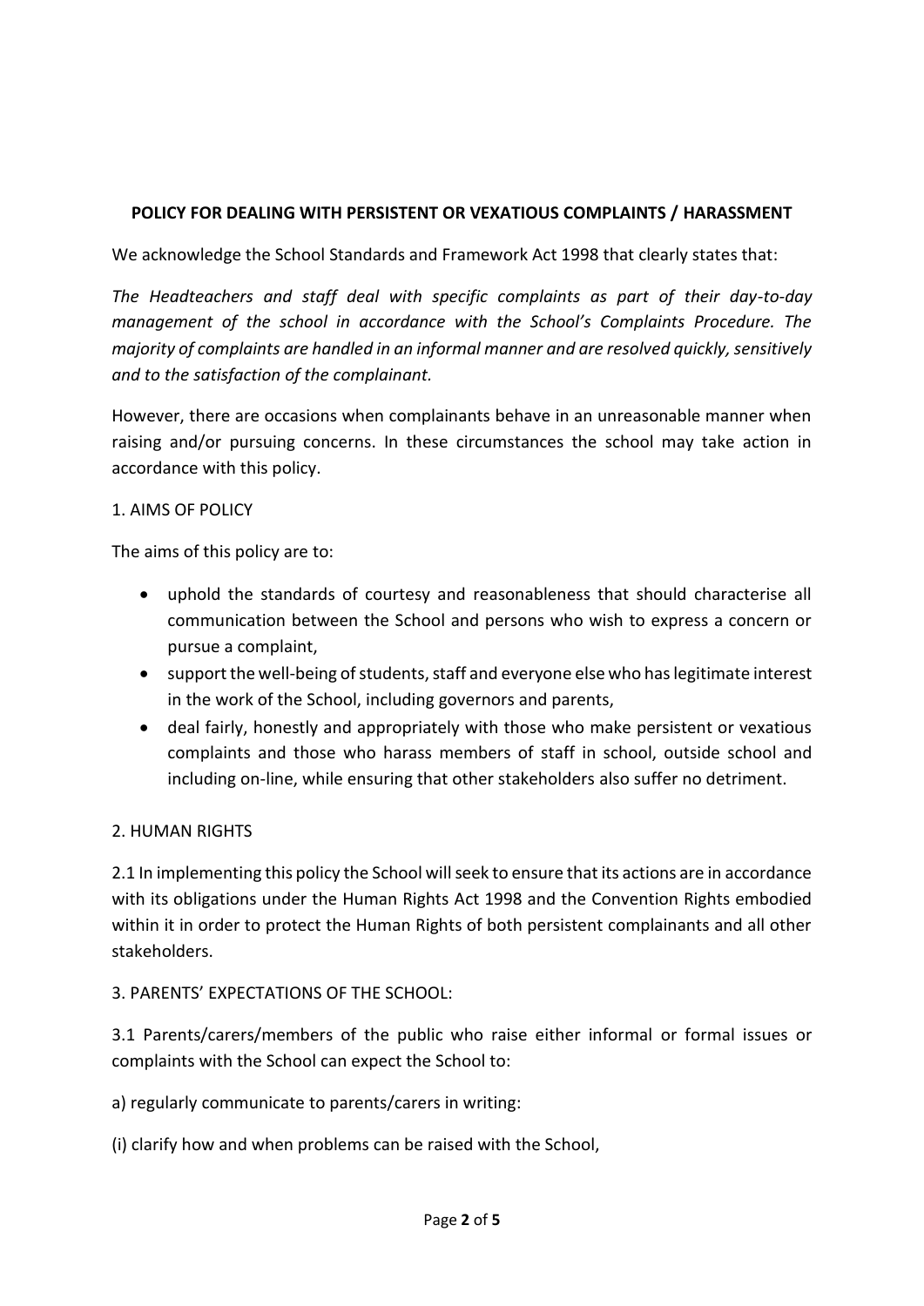**POLICY FOR DEALING WITH PERSISTENT OR VEXATIOUS COMPLAINTS / HARASSMENT**

We acknowledge the School Standards and Framework Act 1998 that clearly states that:

*The Headteachers and staff deal with specific complaints as part of their day-to-day management of the school in accordance with the School's Complaints Procedure. The majority of complaints are handled in an informal manner and are resolved quickly, sensitively and to the satisfaction of the complainant.*

However, there are occasions when complainants behave in an unreasonable manner when raising and/or pursuing concerns. In these circumstances the school may take action in accordance with this policy.

1. AIMS OF POLICY

The aims of this policy are to:

- uphold the standards of courtesy and reasonableness that should characterise all communication between the School and persons who wish to express a concern or pursue a complaint,
- support the well-being of students, staff and everyone else who has legitimate interest in the work of the School, including governors and parents,
- deal fairly, honestly and appropriately with those who make persistent or vexatious complaints and those who harass members of staff in school, outside school and including on-line, while ensuring that other stakeholders also suffer no detriment.

2. HUMAN RIGHTS

2.1 In implementing this policy the School will seek to ensure that its actions are in accordance with its obligations under the Human Rights Act 1998 and the Convention Rights embodied within it in order to protect the Human Rights of both persistent complainants and all other stakeholders.

3. PARENTS' EXPECTATIONS OF THE SCHOOL:

3.1 Parents/carers/members of the public who raise either informal or formal issues or complaints with the School can expect the School to:

a) regularly communicate to parents/carers in writing:

(i) clarify how and when problems can be raised with the School,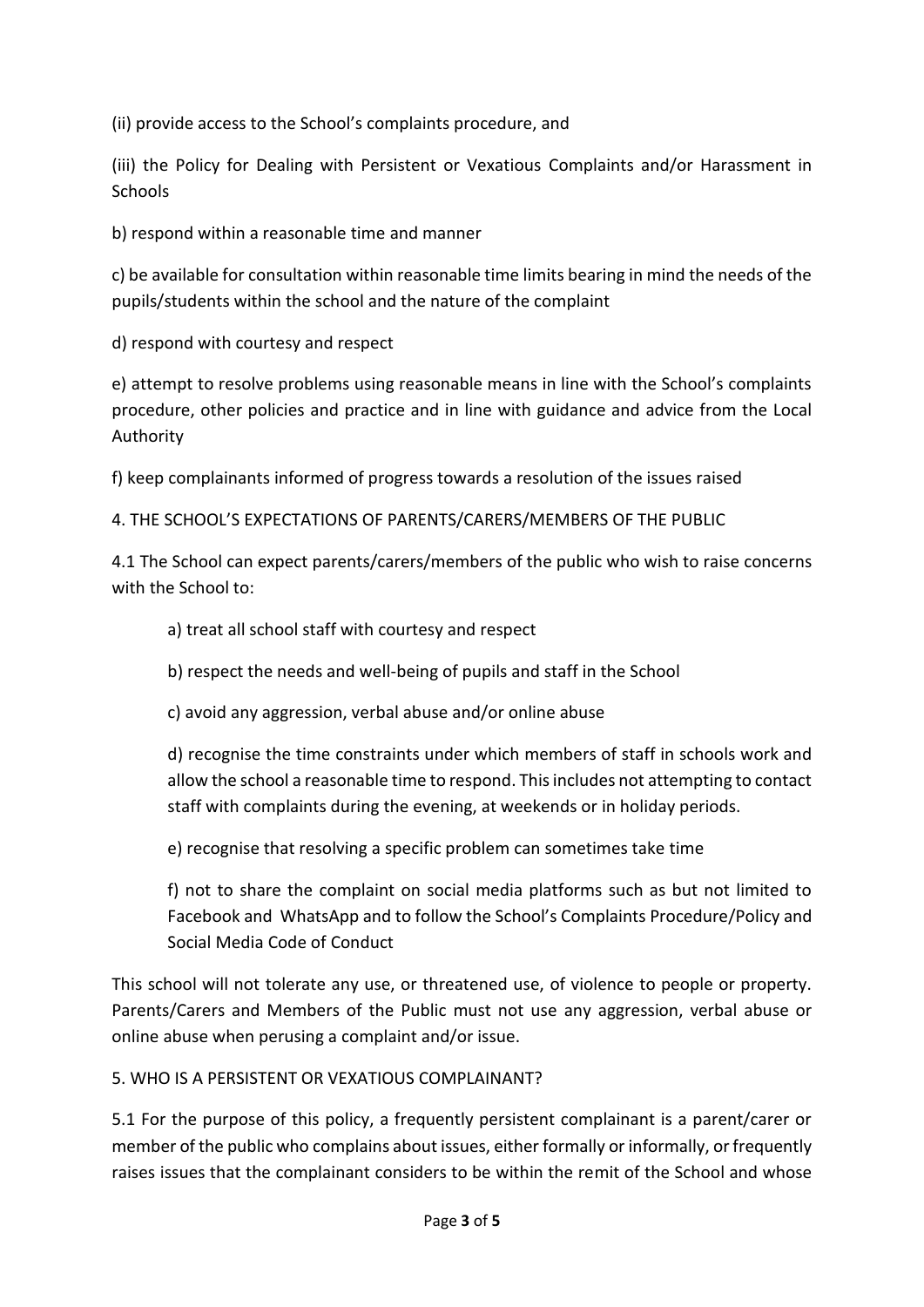(ii) provide access to the School's complaints procedure, and

(iii) the Policy for Dealing with Persistent or Vexatious Complaints and/or Harassment in Schools

b) respond within a reasonable time and manner

c) be available for consultation within reasonable time limits bearing in mind the needs of the pupils/students within the school and the nature of the complaint

d) respond with courtesy and respect

e) attempt to resolve problems using reasonable means in line with the School's complaints procedure, other policies and practice and in line with guidance and advice from the Local Authority

f) keep complainants informed of progress towards a resolution of the issues raised

## 4. THE SCHOOL'S EXPECTATIONS OF PARENTS/CARERS/MEMBERS OF THE PUBLIC

4.1 The School can expect parents/carers/members of the public who wish to raise concerns with the School to:

> a) treat all school staff with courtesy and respect
>
> b) respect the needs and well-being of pupils and staff in the School
>
> c) avoid any aggression, verbal abuse and/or online abuse
>
> d) recognise the time constraints under which members of staff in schools work and allow the school a reasonable time to respond. This includes not attempting to contact staff with complaints during the evening, at weekends or in holiday periods.
>
> e) recognise that resolving a specific problem can sometimes take time
>
> f) not to share the complaint on social media platforms such as but not limited to Facebook and WhatsApp and to follow the School's Complaints Procedure/Policy and Social Media Code of Conduct

This school will not tolerate any use, or threatened use, of violence to people or property. Parents/Carers and Members of the Public must not use any aggression, verbal abuse or online abuse when perusing a complaint and/or issue.

## 5. WHO IS A PERSISTENT OR VEXATIOUS COMPLAINANT?

5.1 For the purpose of this policy, a frequently persistent complainant is a parent/carer or member of the public who complains about issues, either formally or informally, or frequently raises issues that the complainant considers to be within the remit of the School and whose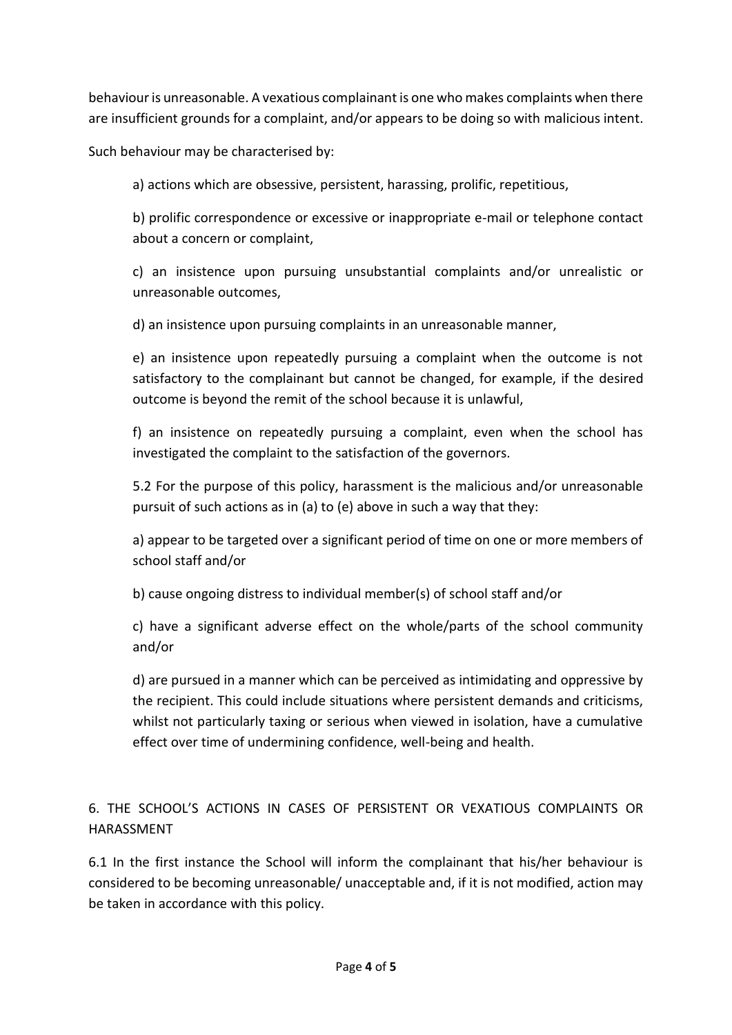behaviour is unreasonable. A vexatious complainant is one who makes complaints when there are insufficient grounds for a complaint, and/or appears to be doing so with malicious intent.

Such behaviour may be characterised by:

a) actions which are obsessive, persistent, harassing, prolific, repetitious,

b) prolific correspondence or excessive or inappropriate e-mail or telephone contact about a concern or complaint,

c) an insistence upon pursuing unsubstantial complaints and/or unrealistic or unreasonable outcomes,

d) an insistence upon pursuing complaints in an unreasonable manner,

e) an insistence upon repeatedly pursuing a complaint when the outcome is not satisfactory to the complainant but cannot be changed, for example, if the desired outcome is beyond the remit of the school because it is unlawful,

f) an insistence on repeatedly pursuing a complaint, even when the school has investigated the complaint to the satisfaction of the governors.

5.2 For the purpose of this policy, harassment is the malicious and/or unreasonable pursuit of such actions as in (a) to (e) above in such a way that they:

a) appear to be targeted over a significant period of time on one or more members of school staff and/or

b) cause ongoing distress to individual member(s) of school staff and/or

c) have a significant adverse effect on the whole/parts of the school community and/or

d) are pursued in a manner which can be perceived as intimidating and oppressive by the recipient. This could include situations where persistent demands and criticisms, whilst not particularly taxing or serious when viewed in isolation, have a cumulative effect over time of undermining confidence, well-being and health.

## 6. THE SCHOOL'S ACTIONS IN CASES OF PERSISTENT OR VEXATIOUS COMPLAINTS OR HARASSMENT

6.1 In the first instance the School will inform the complainant that his/her behaviour is considered to be becoming unreasonable/ unacceptable and, if it is not modified, action may be taken in accordance with this policy.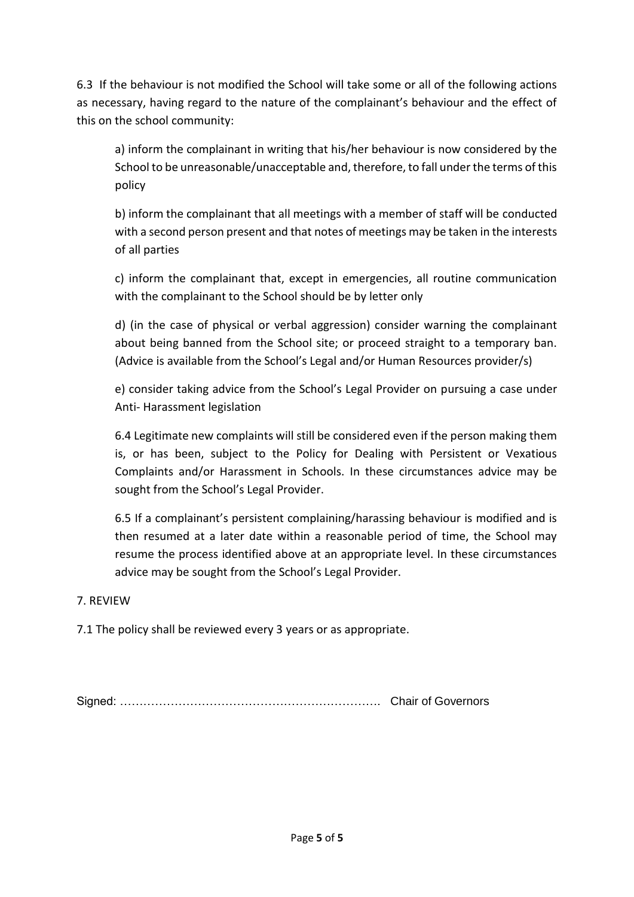6.3 If the behaviour is not modified the School will take some or all of the following actions as necessary, having regard to the nature of the complainant's behaviour and the effect of this on the school community:

a) inform the complainant in writing that his/her behaviour is now considered by the School to be unreasonable/unacceptable and, therefore, to fall under the terms of this policy

b) inform the complainant that all meetings with a member of staff will be conducted with a second person present and that notes of meetings may be taken in the interests of all parties

c) inform the complainant that, except in emergencies, all routine communication with the complainant to the School should be by letter only

d) (in the case of physical or verbal aggression) consider warning the complainant about being banned from the School site; or proceed straight to a temporary ban. (Advice is available from the School's Legal and/or Human Resources provider/s)

e) consider taking advice from the School's Legal Provider on pursuing a case under Anti- Harassment legislation

6.4 Legitimate new complaints will still be considered even if the person making them is, or has been, subject to the Policy for Dealing with Persistent or Vexatious Complaints and/or Harassment in Schools. In these circumstances advice may be sought from the School's Legal Provider.

6.5 If a complainant's persistent complaining/harassing behaviour is modified and is then resumed at a later date within a reasonable period of time, the School may resume the process identified above at an appropriate level. In these circumstances advice may be sought from the School's Legal Provider.

7. REVIEW

7.1 The policy shall be reviewed every 3 years or as appropriate.

Signed: …………………………………………………………. Chair of Governors